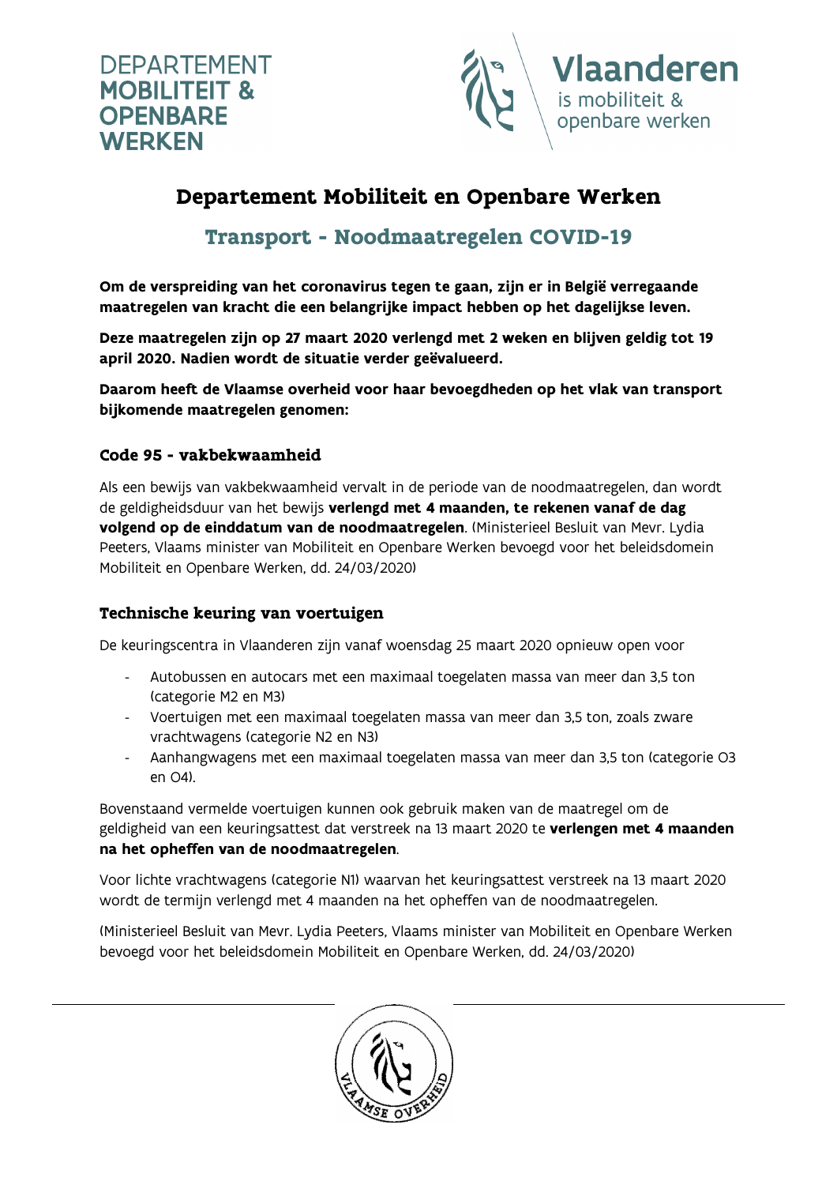DEPARTEMENT
**MOBILITEIT & OPENBARE WERKEN**

**Vlaanderen** is mobiliteit & openbare werken

# Departement Mobiliteit en Openbare Werken

## Transport - Noodmaatregelen COVID-19

**Om de verspreiding van het coronavirus tegen te gaan, zijn er in België verregaande maatregelen van kracht die een belangrijke impact hebben op het dagelijkse leven.**

**Deze maatregelen zijn op 27 maart 2020 verlengd met 2 weken en blijven geldig tot 19 april 2020. Nadien wordt de situatie verder geëvalueerd.**

**Daarom heeft de Vlaamse overheid voor haar bevoegdheden op het vlak van transport bijkomende maatregelen genomen:**

### Code 95 - vakbekwaamheid

Als een bewijs van vakbekwaamheid vervalt in de periode van de noodmaatregelen, dan wordt de geldigheidsduur van het bewijs **verlengd met 4 maanden, te rekenen vanaf de dag volgend op de einddatum van de noodmaatregelen**. (Ministerieel Besluit van Mevr. Lydia Peeters, Vlaams minister van Mobiliteit en Openbare Werken bevoegd voor het beleidsdomein Mobiliteit en Openbare Werken, dd. 24/03/2020)

### Technische keuring van voertuigen

De keuringscentra in Vlaanderen zijn vanaf woensdag 25 maart 2020 opnieuw open voor

- Autobussen en autocars met een maximaal toegelaten massa van meer dan 3,5 ton (categorie M2 en M3)
- Voertuigen met een maximaal toegelaten massa van meer dan 3,5 ton, zoals zware vrachtwagens (categorie N2 en N3)
- Aanhangwagens met een maximaal toegelaten massa van meer dan 3,5 ton (categorie O3 en O4).

Bovenstaand vermelde voertuigen kunnen ook gebruik maken van de maatregel om de geldigheid van een keuringsattest dat verstreek na 13 maart 2020 te **verlengen met 4 maanden na het opheffen van de noodmaatregelen**.

Voor lichte vrachtwagens (categorie N1) waarvan het keuringsattest verstreek na 13 maart 2020 wordt de termijn verlengd met 4 maanden na het opheffen van de noodmaatregelen.

(Ministerieel Besluit van Mevr. Lydia Peeters, Vlaams minister van Mobiliteit en Openbare Werken bevoegd voor het beleidsdomein Mobiliteit en Openbare Werken, dd. 24/03/2020)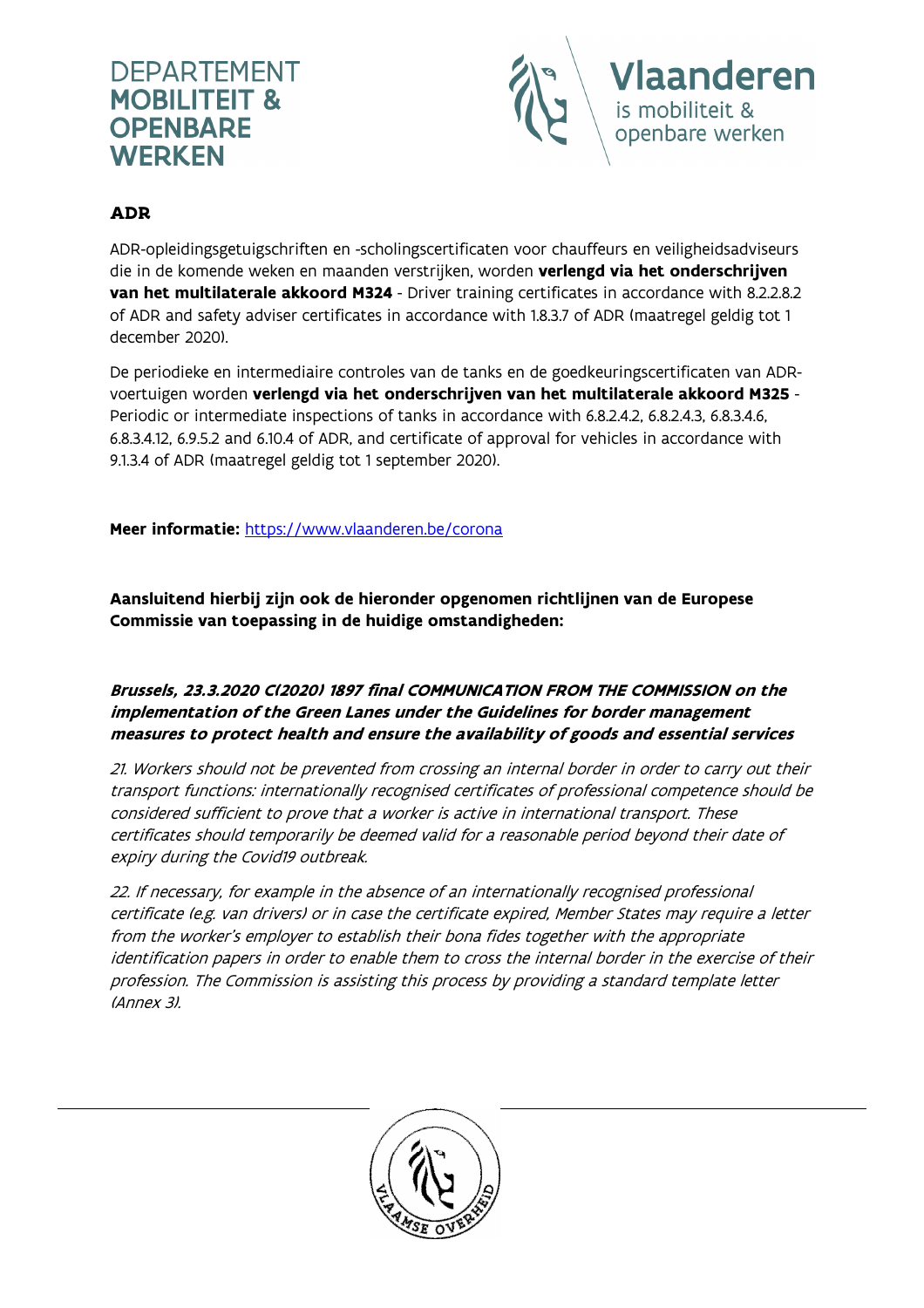## ADR

ADR-opleidingsgetuigschriften en -scholingscertificaten voor chauffeurs en veiligheidsadviseurs die in de komende weken en maanden verstrijken, worden **verlengd via het onderschrijven van het multilaterale akkoord M324** - Driver training certificates in accordance with 8.2.2.8.2 of ADR and safety adviser certificates in accordance with 1.8.3.7 of ADR (maatregel geldig tot 1 december 2020).

De periodieke en intermediaire controles van de tanks en de goedkeuringscertificaten van ADR-voertuigen worden **verlengd via het onderschrijven van het multilaterale akkoord M325** - Periodic or intermediate inspections of tanks in accordance with 6.8.2.4.2, 6.8.2.4.3, 6.8.3.4.6, 6.8.3.4.12, 6.9.5.2 and 6.10.4 of ADR, and certificate of approval for vehicles in accordance with 9.1.3.4 of ADR (maatregel geldig tot 1 september 2020).

**Meer informatie:** https://www.vlaanderen.be/corona

**Aansluitend hierbij zijn ook de hieronder opgenomen richtlijnen van de Europese Commissie van toepassing in de huidige omstandigheden:**

***Brussels, 23.3.2020 C(2020) 1897 final COMMUNICATION FROM THE COMMISSION on the implementation of the Green Lanes under the Guidelines for border management measures to protect health and ensure the availability of goods and essential services***

*21. Workers should not be prevented from crossing an internal border in order to carry out their transport functions: internationally recognised certificates of professional competence should be considered sufficient to prove that a worker is active in international transport. These certificates should temporarily be deemed valid for a reasonable period beyond their date of expiry during the Covid19 outbreak.*

*22. If necessary, for example in the absence of an internationally recognised professional certificate (e.g. van drivers) or in case the certificate expired, Member States may require a letter from the worker's employer to establish their bona fides together with the appropriate identification papers in order to enable them to cross the internal border in the exercise of their profession. The Commission is assisting this process by providing a standard template letter (Annex 3).*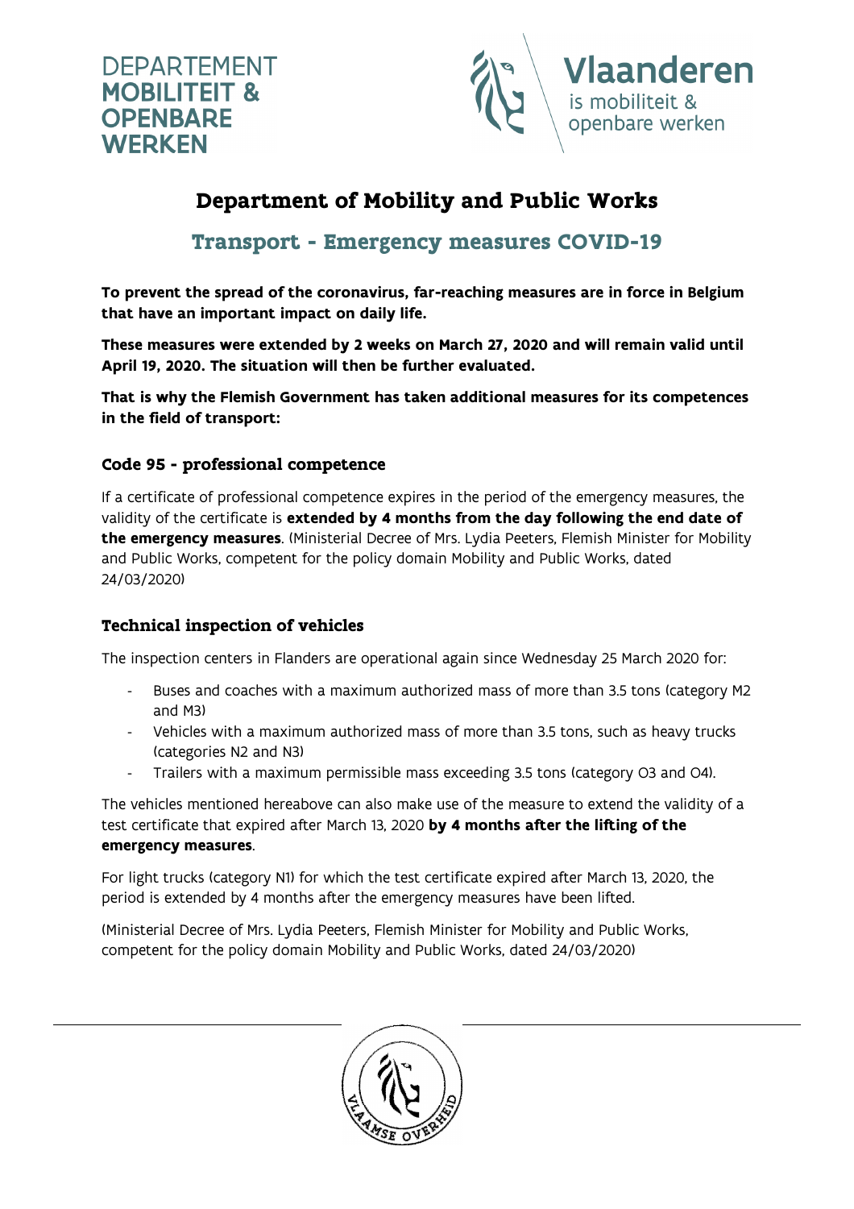DEPARTEMENT MOBILITEIT & OPENBARE WERKEN

Vlaanderen is mobiliteit & openbare werken

# Department of Mobility and Public Works

## Transport - Emergency measures COVID-19

**To prevent the spread of the coronavirus, far-reaching measures are in force in Belgium that have an important impact on daily life.**

**These measures were extended by 2 weeks on March 27, 2020 and will remain valid until April 19, 2020. The situation will then be further evaluated.**

**That is why the Flemish Government has taken additional measures for its competences in the field of transport:**

### Code 95 - professional competence

If a certificate of professional competence expires in the period of the emergency measures, the validity of the certificate is **extended by 4 months from the day following the end date of the emergency measures**. (Ministerial Decree of Mrs. Lydia Peeters, Flemish Minister for Mobility and Public Works, competent for the policy domain Mobility and Public Works, dated 24/03/2020)

### Technical inspection of vehicles

The inspection centers in Flanders are operational again since Wednesday 25 March 2020 for:

- Buses and coaches with a maximum authorized mass of more than 3.5 tons (category M2 and M3)
- Vehicles with a maximum authorized mass of more than 3.5 tons, such as heavy trucks (categories N2 and N3)
- Trailers with a maximum permissible mass exceeding 3.5 tons (category O3 and O4).

The vehicles mentioned hereabove can also make use of the measure to extend the validity of a test certificate that expired after March 13, 2020 **by 4 months after the lifting of the emergency measures**.

For light trucks (category N1) for which the test certificate expired after March 13, 2020, the period is extended by 4 months after the emergency measures have been lifted.

(Ministerial Decree of Mrs. Lydia Peeters, Flemish Minister for Mobility and Public Works, competent for the policy domain Mobility and Public Works, dated 24/03/2020)

VLAAMSE OVERHEID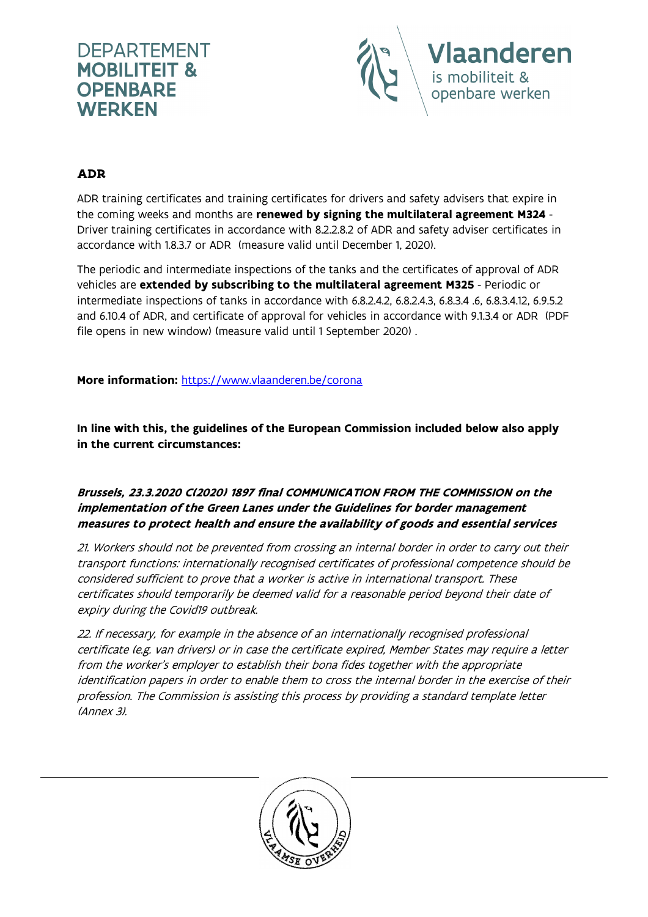## ADR

ADR training certificates and training certificates for drivers and safety advisers that expire in the coming weeks and months are **renewed by signing the multilateral agreement M324** - Driver training certificates in accordance with 8.2.2.8.2 of ADR and safety adviser certificates in accordance with 1.8.3.7 or ADR  (measure valid until December 1, 2020).

The periodic and intermediate inspections of the tanks and the certificates of approval of ADR vehicles are **extended by subscribing to the multilateral agreement M325** - Periodic or intermediate inspections of tanks in accordance with 6.8.2.4.2, 6.8.2.4.3, 6.8.3.4 .6, 6.8.3.4.12, 6.9.5.2 and 6.10.4 of ADR, and certificate of approval for vehicles in accordance with 9.1.3.4 or ADR  (PDF file opens in new window) (measure valid until 1 September 2020) .

**More information:** https://www.vlaanderen.be/corona

**In line with this, the guidelines of the European Commission included below also apply in the current circumstances:**

***Brussels, 23.3.2020 C(2020) 1897 final COMMUNICATION FROM THE COMMISSION on the implementation of the Green Lanes under the Guidelines for border management measures to protect health and ensure the availability of goods and essential services***

*21. Workers should not be prevented from crossing an internal border in order to carry out their transport functions: internationally recognised certificates of professional competence should be considered sufficient to prove that a worker is active in international transport. These certificates should temporarily be deemed valid for a reasonable period beyond their date of expiry during the Covid19 outbreak.*

*22. If necessary, for example in the absence of an internationally recognised professional certificate (e.g. van drivers) or in case the certificate expired, Member States may require a letter from the worker's employer to establish their bona fides together with the appropriate identification papers in order to enable them to cross the internal border in the exercise of their profession. The Commission is assisting this process by providing a standard template letter (Annex 3).*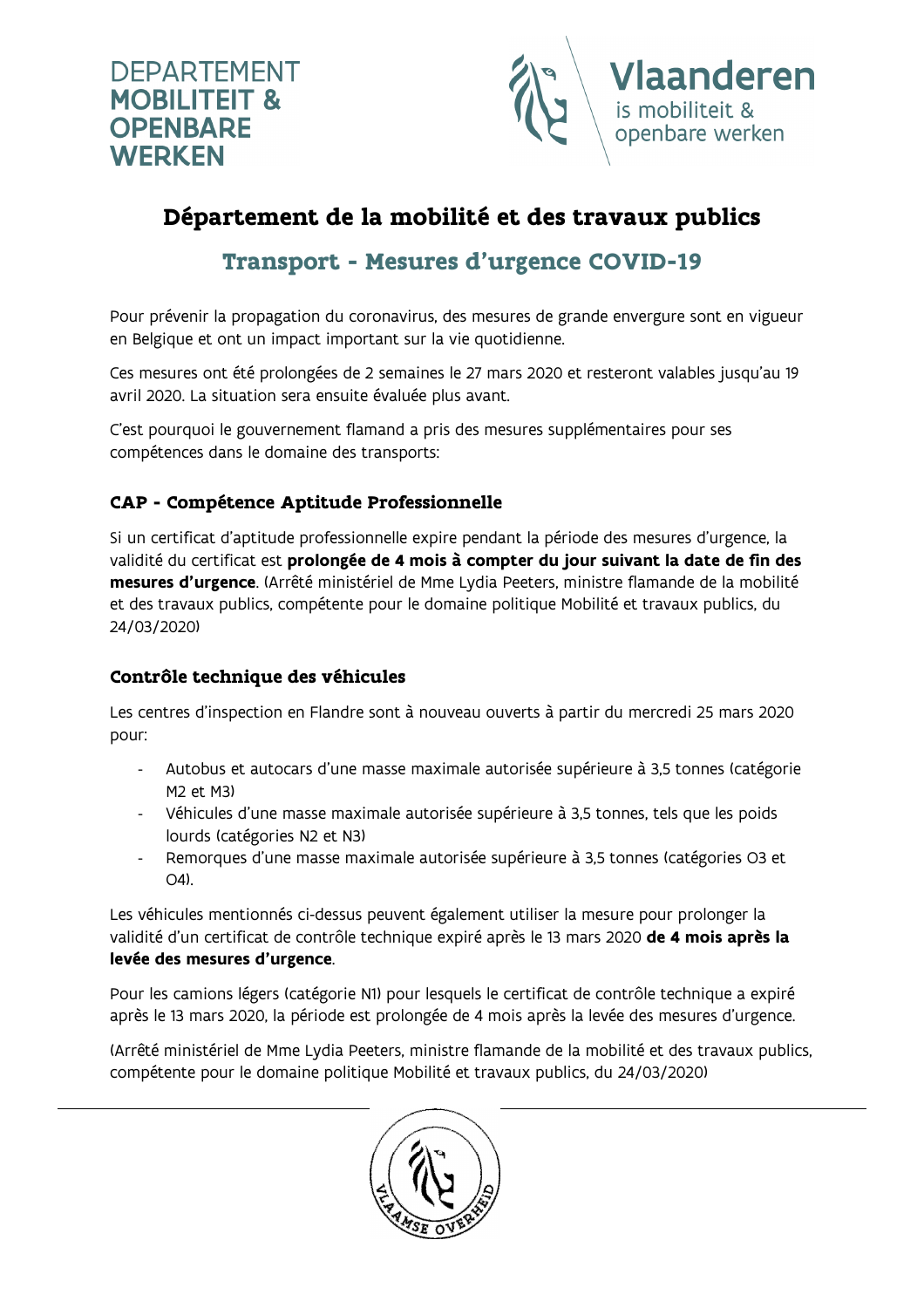DEPARTEMENT MOBILITEIT & OPENBARE WERKEN

Vlaanderen is mobiliteit & openbare werken

# Département de la mobilité et des travaux publics

## Transport - Mesures d'urgence COVID-19

Pour prévenir la propagation du coronavirus, des mesures de grande envergure sont en vigueur en Belgique et ont un impact important sur la vie quotidienne.

Ces mesures ont été prolongées de 2 semaines le 27 mars 2020 et resteront valables jusqu'au 19 avril 2020. La situation sera ensuite évaluée plus avant.

C'est pourquoi le gouvernement flamand a pris des mesures supplémentaires pour ses compétences dans le domaine des transports:

### CAP - Compétence Aptitude Professionnelle

Si un certificat d'aptitude professionnelle expire pendant la période des mesures d'urgence, la validité du certificat est **prolongée de 4 mois à compter du jour suivant la date de fin des mesures d'urgence**. (Arrêté ministériel de Mme Lydia Peeters, ministre flamande de la mobilité et des travaux publics, compétente pour le domaine politique Mobilité et travaux publics, du 24/03/2020)

### Contrôle technique des véhicules

Les centres d'inspection en Flandre sont à nouveau ouverts à partir du mercredi 25 mars 2020 pour:

- Autobus et autocars d'une masse maximale autorisée supérieure à 3,5 tonnes (catégorie M2 et M3)
- Véhicules d'une masse maximale autorisée supérieure à 3,5 tonnes, tels que les poids lourds (catégories N2 et N3)
- Remorques d'une masse maximale autorisée supérieure à 3,5 tonnes (catégories O3 et O4).

Les véhicules mentionnés ci-dessus peuvent également utiliser la mesure pour prolonger la validité d'un certificat de contrôle technique expiré après le 13 mars 2020 **de 4 mois après la levée des mesures d'urgence**.

Pour les camions légers (catégorie N1) pour lesquels le certificat de contrôle technique a expiré après le 13 mars 2020, la période est prolongée de 4 mois après la levée des mesures d'urgence.

(Arrêté ministériel de Mme Lydia Peeters, ministre flamande de la mobilité et des travaux publics, compétente pour le domaine politique Mobilité et travaux publics, du 24/03/2020)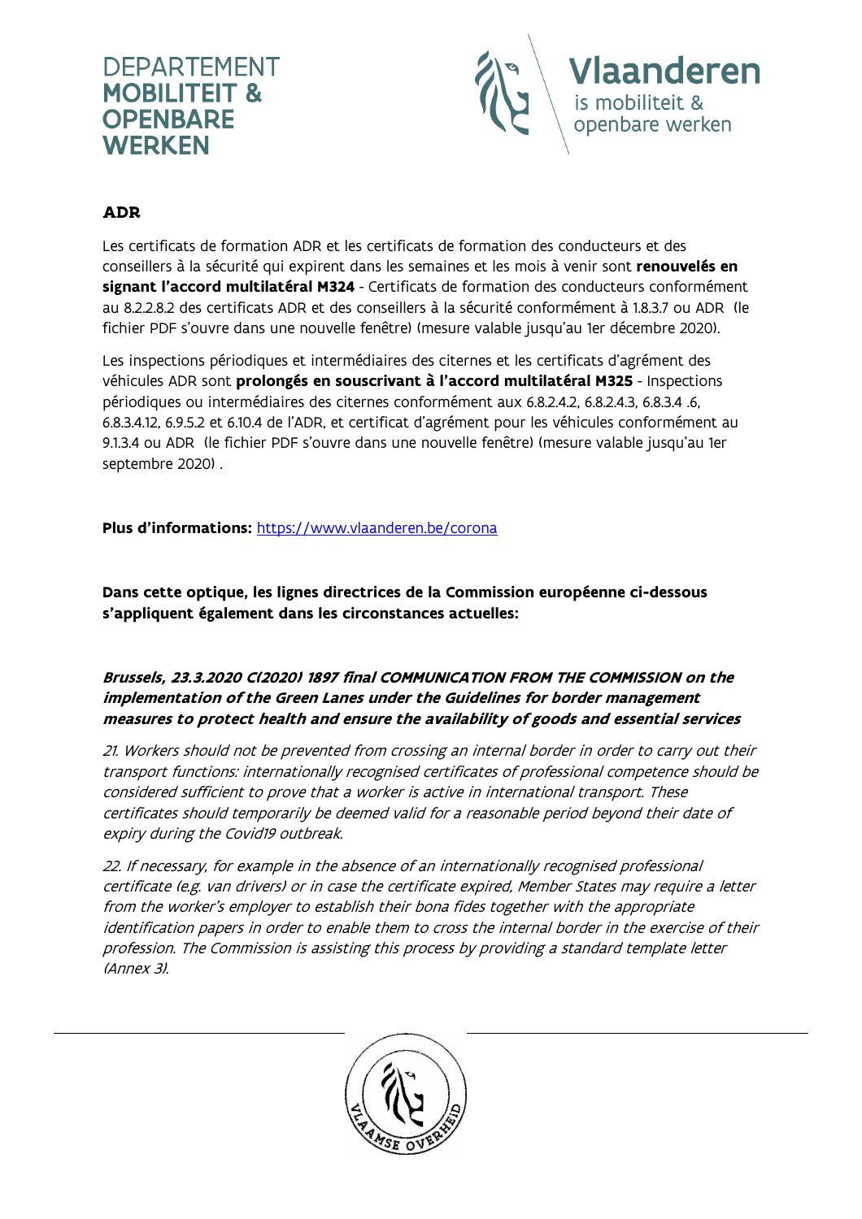## ADR

Les certificats de formation ADR et les certificats de formation des conducteurs et des conseillers à la sécurité qui expirent dans les semaines et les mois à venir sont **renouvelés en signant l'accord multilatéral M324** - Certificats de formation des conducteurs conformément au 8.2.2.8.2 des certificats ADR et des conseillers à la sécurité conformément à 1.8.3.7 ou ADR (le fichier PDF s'ouvre dans une nouvelle fenêtre) (mesure valable jusqu'au 1er décembre 2020).

Les inspections périodiques et intermédiaires des citernes et les certificats d'agrément des véhicules ADR sont **prolongés en souscrivant à l'accord multilatéral M325** - Inspections périodiques ou intermédiaires des citernes conformément aux 6.8.2.4.2, 6.8.2.4.3, 6.8.3.4 .6, 6.8.3.4.12, 6.9.5.2 et 6.10.4 de l'ADR, et certificat d'agrément pour les véhicules conformément au 9.1.3.4 ou ADR (le fichier PDF s'ouvre dans une nouvelle fenêtre) (mesure valable jusqu'au 1er septembre 2020) .

**Plus d'informations:** https://www.vlaanderen.be/corona

**Dans cette optique, les lignes directrices de la Commission européenne ci-dessous s'appliquent également dans les circonstances actuelles:**

***Brussels, 23.3.2020 C(2020) 1897 final COMMUNICATION FROM THE COMMISSION on the implementation of the Green Lanes under the Guidelines for border management measures to protect health and ensure the availability of goods and essential services***

*21. Workers should not be prevented from crossing an internal border in order to carry out their transport functions: internationally recognised certificates of professional competence should be considered sufficient to prove that a worker is active in international transport. These certificates should temporarily be deemed valid for a reasonable period beyond their date of expiry during the Covid19 outbreak.*

*22. If necessary, for example in the absence of an internationally recognised professional certificate (e.g. van drivers) or in case the certificate expired, Member States may require a letter from the worker's employer to establish their bona fides together with the appropriate identification papers in order to enable them to cross the internal border in the exercise of their profession. The Commission is assisting this process by providing a standard template letter (Annex 3).*